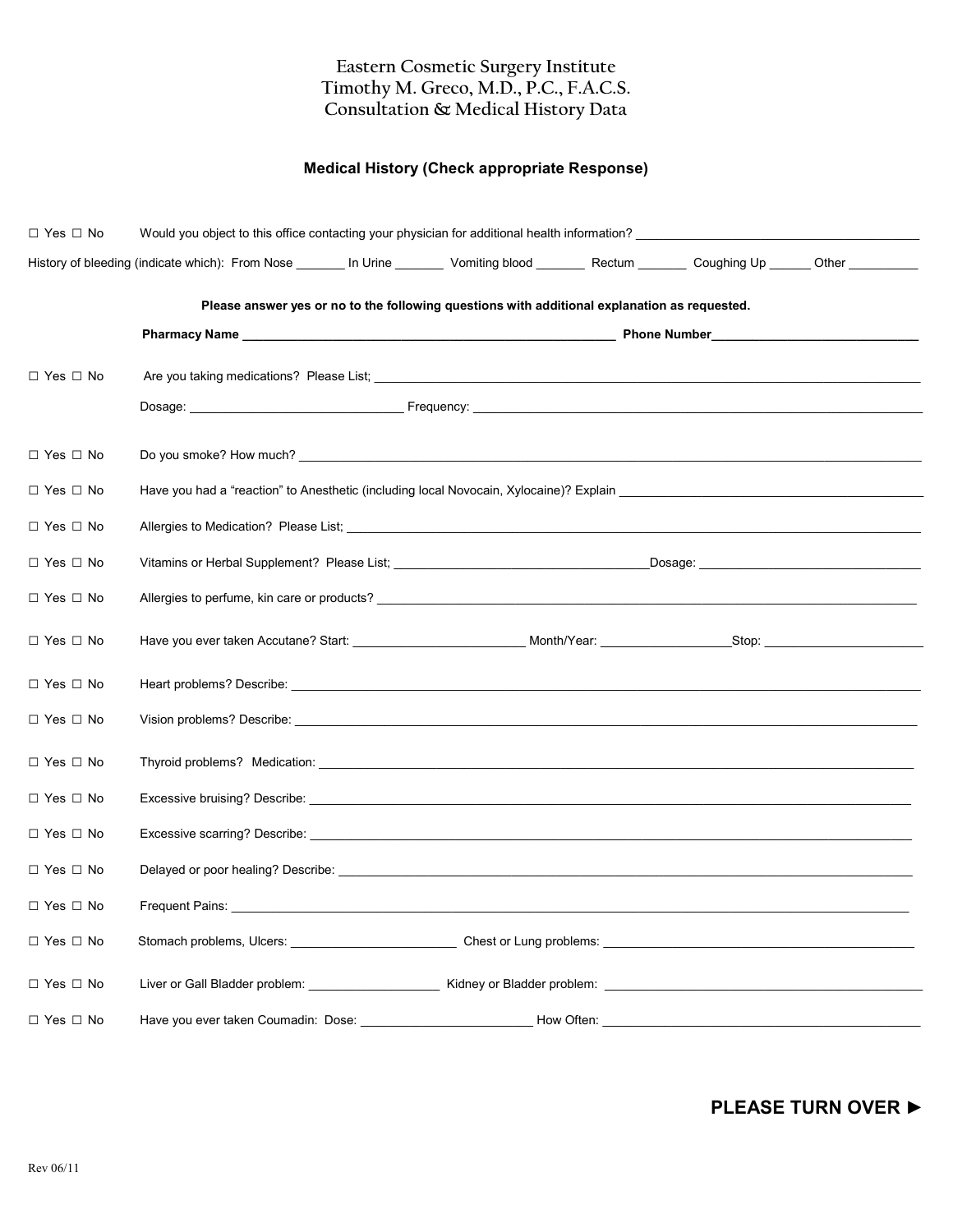# Eastern Cosmetic Surgery Institute
# Timothy M. Greco, M.D., P.C., F.A.C.S.
# Consultation & Medical History Data

## Medical History (Check appropriate Response)

☐ Yes ☐ No Would you object to this office contacting your physician for additional health information? ________________________________________

History of bleeding (indicate which): From Nose _______ In Urine _______ Vomiting blood _______ Rectum _______ Coughing Up ______ Other __________

**Please answer yes or no to the following questions with additional explanation as requested.**

**Pharmacy Name ______________________________________________ Phone Number____________________________**

☐ Yes ☐ No Are you taking medications? Please List; ______________________________________________________________

Dosage: ____________________________ Frequency: ______________________________________________________

☐ Yes ☐ No Do you smoke? How much? ____________________________________________________________________

☐ Yes ☐ No Have you had a "reaction" to Anesthetic (including local Novocain, Xylocaine)? Explain ______________________________

☐ Yes ☐ No Allergies to Medication? Please List; ______________________________________________________________

☐ Yes ☐ No Vitamins or Herbal Supplement? Please List; ___________________________Dosage: ________________________

☐ Yes ☐ No Allergies to perfume, kin care or products? ______________________________________________________

☐ Yes ☐ No Have you ever taken Accutane? Start: _______________________ Month/Year: __________________Stop: ______________________

☐ Yes ☐ No Heart problems? Describe: __________________________________________________________________

☐ Yes ☐ No Vision problems? Describe: __________________________________________________________________

☐ Yes ☐ No Thyroid problems? Medication: ______________________________________________________________

☐ Yes ☐ No Excessive bruising? Describe: _______________________________________________________________

☐ Yes ☐ No Excessive scarring? Describe: _______________________________________________________________

☐ Yes ☐ No Delayed or poor healing? Describe: ___________________________________________________________

☐ Yes ☐ No Frequent Pains: ______________________________________________________________________

☐ Yes ☐ No Stomach problems, Ulcers: ______________________ Chest or Lung problems: ______________________________

☐ Yes ☐ No Liver or Gall Bladder problem: __________________ Kidney or Bladder problem: ______________________________

☐ Yes ☐ No Have you ever taken Coumadin: Dose: ______________________ How Often: ______________________________

**PLEASE TURN OVER ►**

Rev 06/11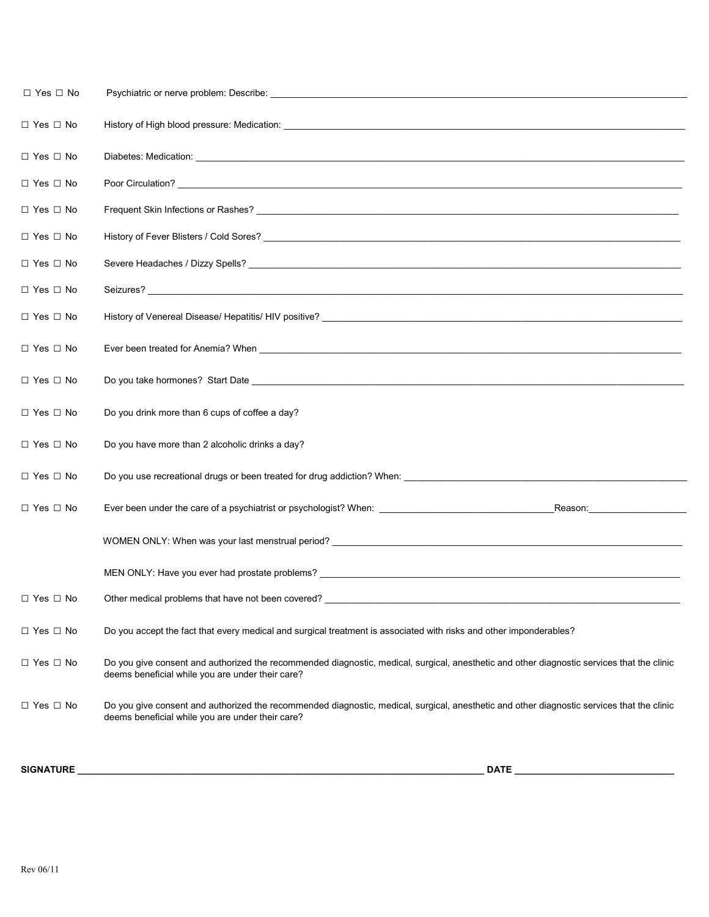☐ Yes ☐ No Psychiatric or nerve problem: Describe: ______________________________

☐ Yes ☐ No History of High blood pressure: Medication: ______________________________

☐ Yes ☐ No Diabetes: Medication: ______________________________

☐ Yes ☐ No Poor Circulation? ______________________________

☐ Yes ☐ No Frequent Skin Infections or Rashes? ______________________________

☐ Yes ☐ No History of Fever Blisters / Cold Sores? ______________________________

☐ Yes ☐ No Severe Headaches / Dizzy Spells? ______________________________

☐ Yes ☐ No Seizures? ______________________________

☐ Yes ☐ No History of Venereal Disease/ Hepatitis/ HIV positive? ______________________________

☐ Yes ☐ No Ever been treated for Anemia? When ______________________________

☐ Yes ☐ No Do you take hormones? Start Date ______________________________

☐ Yes ☐ No Do you drink more than 6 cups of coffee a day?

☐ Yes ☐ No Do you have more than 2 alcoholic drinks a day?

☐ Yes ☐ No Do you use recreational drugs or been treated for drug addiction? When: ______________________________

☐ Yes ☐ No Ever been under the care of a psychiatrist or psychologist? When: ____________________ Reason: ____________________

WOMEN ONLY: When was your last menstrual period? ______________________________

MEN ONLY: Have you ever had prostate problems? ______________________________

☐ Yes ☐ No Other medical problems that have not been covered? ______________________________

☐ Yes ☐ No Do you accept the fact that every medical and surgical treatment is associated with risks and other imponderables?

☐ Yes ☐ No Do you give consent and authorized the recommended diagnostic, medical, surgical, anesthetic and other diagnostic services that the clinic deems beneficial while you are under their care?

☐ Yes ☐ No Do you give consent and authorized the recommended diagnostic, medical, surgical, anesthetic and other diagnostic services that the clinic deems beneficial while you are under their care?

**SIGNATURE** ______________________________ **DATE** ______________________________

Rev 06/11